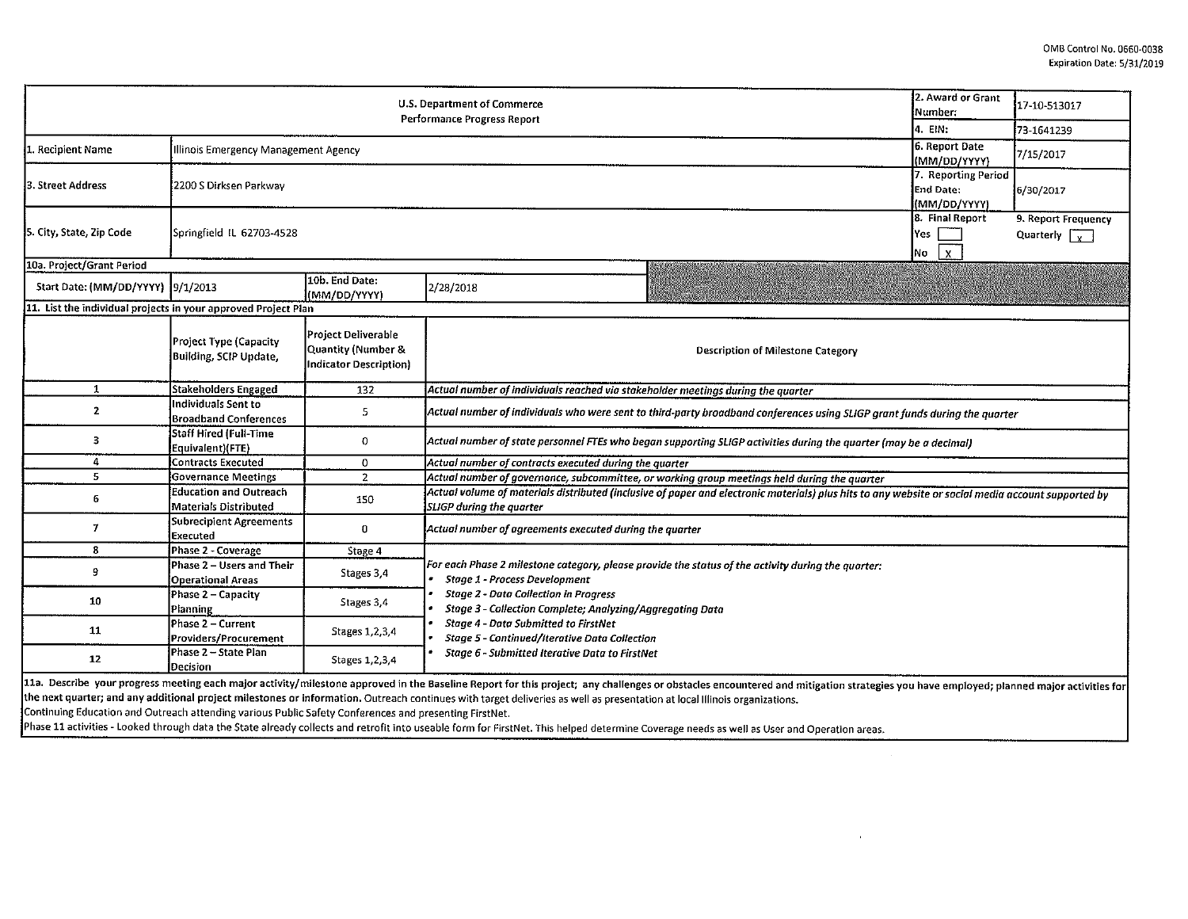OMB Control No. 0660-0038
Expiration Date: 5/31/2019

| U.S. Department of Commerce Performance Progress Report | | 2. Award or Grant Number: | 17-10-S13017 |
|---|---|---|---|
| | | 4. EIN: | 73-1641239 |
| 1. Recipient Name | Illinois Emergency Management Agency | 6. Report Date (MM/DD/YYYY) | 7/15/2017 |
| 3. Street Address | 2200 S Dirksen Parkway | 7. Reporting Period End Date: (MM/DD/YYYY) | 6/30/2017 |
| 5. City, State, Zip Code | Springfield IL 62703-4528 | 8. Final Report Yes [ ] No [X] | 9. Report Frequency Quarterly [X] |

**10a. Project/Grant Period**

| Start Date: (MM/DD/YYYY) | 9/1/2013 | 10b. End Date: (MM/DD/YYYY) | 2/28/2018 |
|---|---|---|---|

**11. List the individual projects in your approved Project Plan**

| | Project Type (Capacity Building, SCIP Update, | Project Deliverable Quantity (Number & Indicator Description) | Description of Milestone Category |
|---|---|---|---|
| 1 | Stakeholders Engaged | 132 | *Actual number of individuals reached via stakeholder meetings during the quarter* |
| 2 | Individuals Sent to Broadband Conferences | 5 | *Actual number of individuals who were sent to third-party broadband conferences using SLIGP grant funds during the quarter* |
| 3 | Staff Hired (Full-Time Equivalent)(FTE) | 0 | *Actual number of state personnel FTEs who began supporting SLIGP activities during the quarter (may be a decimal)* |
| 4 | Contracts Executed | 0 | *Actual number of contracts executed during the quarter* |
| 5 | Governance Meetings | 2 | *Actual number of governance, subcommittee, or working group meetings held during the quarter* |
| 6 | Education and Outreach Materials Distributed | 150 | *Actual volume of materials distributed (inclusive of paper and electronic materials) plus hits to any website or social media account supported by SLIGP during the quarter* |
| 7 | Subrecipient Agreements Executed | 0 | *Actual number of agreements executed during the quarter* |
| 8 | Phase 2 - Coverage | Stage 4 | *For each Phase 2 milestone category, please provide the status of the activity during the quarter:* <br>• *Stage 1 - Process Development* <br>• *Stage 2 - Data Collection in Progress* <br>• *Stage 3 - Collection Complete; Analyzing/Aggregating Data* <br>• *Stage 4 - Data Submitted to FirstNet* <br>• *Stage 5 - Continued/Iterative Data Collection* <br>• *Stage 6 - Submitted Iterative Data to FirstNet* |
| 9 | Phase 2 – Users and Their Operational Areas | Stages 3,4 | |
| 10 | Phase 2 – Capacity Planning | Stages 3,4 | |
| 11 | Phase 2 – Current Providers/Procurement | Stages 1,2,3,4 | |
| 12 | Phase 2 – State Plan Decision | Stages 1,2,3,4 | |

11a. Describe your progress meeting each major activity/milestone approved in the Baseline Report for this project; any challenges or obstacles encountered and mitigation strategies you have employed; planned major activities for the next quarter; and any additional project milestones or information. Outreach continues with target deliveries as well as presentation at local Illinois organizations.
Continuing Education and Outreach attending various Public Safety Conferences and presenting FirstNet.
Phase 11 activities - Looked through data the State already collects and retrofit into useable form for FirstNet. This helped determine Coverage needs as well as User and Operation areas.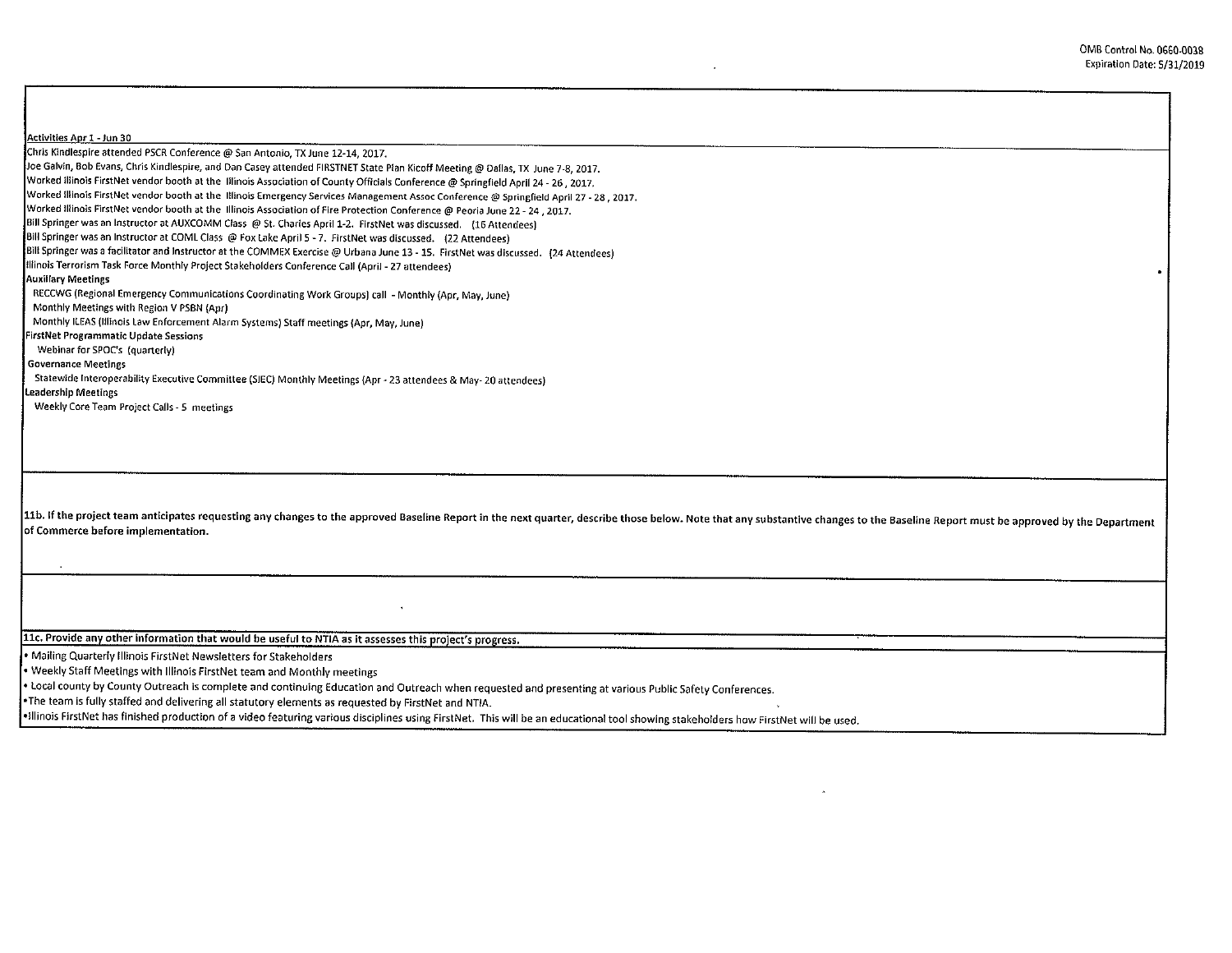**Activities Apr 1 - Jun 30**

Chris Kindlespire attended PSCR Conference @ San Antonio, TX June 12-14, 2017.
Joe Galvin, Bob Evans, Chris Kindlespire, and Dan Casey attended FIRSTNET State Plan Kicoff Meeting @ Dallas, TX June 7-8, 2017.
Worked Illinois FirstNet vendor booth at the Illinois Association of County Officials Conference @ Springfield April 24 - 26 , 2017.
Worked Illinois FirstNet vendor booth at the Illinois Emergency Services Management Assoc Conference @ Springfield April 27 - 28 , 2017.
Worked Illinois FirstNet vendor booth at the Illinois Association of Fire Protection Conference @ Peoria June 22 - 24 , 2017.
Bill Springer was an instructor at AUXCOMM Class @ St. Charles April 1-2. FirstNet was discussed. (16 Attendees)
Bill Springer was an instructor at COML Class @ Fox Lake April 5 - 7. FirstNet was discussed. (22 Attendees)
Bill Springer was a facilitator and instructor at the COMMEX Exercise @ Urbana June 13 - 15. FirstNet was discussed. (24 Attendees)
Illinois Terrorism Task Force Monthly Project Stakeholders Conference Call (April - 27 attendees)

**Auxiliary Meetings**

RECCWG (Regional Emergency Communications Coordinating Work Groups) call - Monthly (Apr, May, June)
Monthly Meetings with Region V PSBN (Apr)
Monthly ILEAS (Illinois Law Enforcement Alarm Systems) Staff meetings (Apr, May, June)

**FirstNet Programmatic Update Sessions**

Webinar for SPOC's (quarterly)

**Governance Meetings**

Statewide Interoperability Executive Committee (SIEC) Monthly Meetings (Apr - 23 attendees & May- 20 attendees)

**Leadership Meetings**

Weekly Core Team Project Calls - 5 meetings

**11b. If the project team anticipates requesting any changes to the approved Baseline Report in the next quarter, describe those below. Note that any substantive changes to the Baseline Report must be approved by the Department of Commerce before implementation.**

**11c. Provide any other information that would be useful to NTIA as it assesses this project's progress.**

- Mailing Quarterly Illinois FirstNet Newsletters for Stakeholders
- Weekly Staff Meetings with Illinois FirstNet team and Monthly meetings
- Local county by County Outreach is complete and continuing Education and Outreach when requested and presenting at various Public Safety Conferences.
- The team is fully staffed and delivering all statutory elements as requested by FirstNet and NTIA.
- Illinois FirstNet has finished production of a video featuring various disciplines using FirstNet. This will be an educational tool showing stakeholders how FirstNet will be used.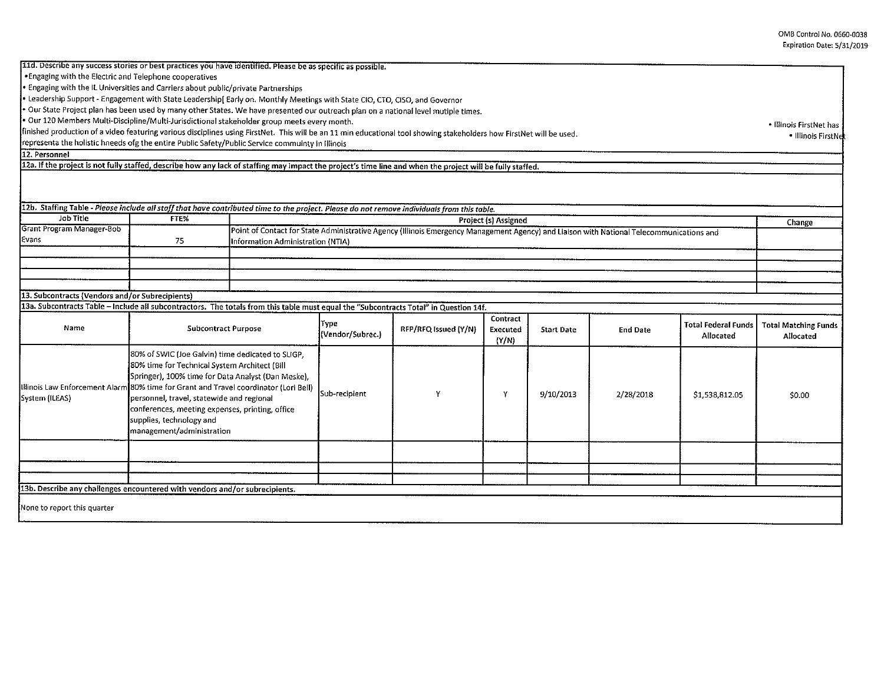**11d. Describe any success stories or best practices you have identified. Please be as specific as possible.**

- Engaging with the Electric and Telephone cooperatives
- Engaging with the IL Universities and Carriers about public/private Partnerships
- Leadership Support - Engagement with State Leadership[ Early on. Monthly Meetings with State CIO, CTO, CISO, and Governor
- Our State Project plan has been used by many other States. We have presented our outreach plan on a national level mutiple times.
- Our 120 Members Multi-Discipline/Multi-Jurisdictional stakeholder group meets every month.

- Illinois FirstNet has
- Illinois FirstNet

finished production of a video featuring various disciplines using FirstNet. This will be an 11 min educational tool showing stakeholders how FirstNet will be used.

representa the holistic hneeds ofg the entire Public Safety/Public Service commuinty in Illinois

**12. Personnel**

**12a. If the project is not fully staffed, describe how any lack of staffing may impact the project's time line and when the project will be fully staffed.**

**12b. Staffing Table** - *Please include all staff that have contributed time to the project. Please do not remove individuals from this table.*

| Job Title | FTE% | Project (s) Assigned | Change |
|---|---|---|---|
| Grant Program Manager-Bob Evans | 75 | Point of Contact for State Administrative Agency (Illinois Emergency Management Agency) and Liaison with National Telecommunications and Information Administration (NTIA) | |
| | | | |
| | | | |
| | | | |
| | | | |

**13. Subcontracts (Vendors and/or Subrecipients)**

**13a. Subcontracts Table – Include all subcontractors. The totals from this table must equal the "Subcontracts Total" in Question 14f.**

| Name | Subcontract Purpose | Type (Vendor/Subrec.) | RFP/RFQ Issued (Y/N) | Contract Executed (Y/N) | Start Date | End Date | Total Federal Funds Allocated | Total Matching Funds Allocated |
|---|---|---|---|---|---|---|---|---|
| Illinois Law Enforcement Alarm System (ILEAS) | 80% of SWIC (Joe Galvin) time dedicated to SLIGP, 80% time for Technical System Architect (Bill Springer), 100% time for Data Analyst (Dan Meske), 80% time for Grant and Travel coordinator (Lori Bell) personnel, travel, statewide and regional conferences, meeting expenses, printing, office supplies, technology and management/administration | Sub-recipient | Y | Y | 9/10/2013 | 2/28/2018 | $1,538,812.05 | $0.00 |
| | | | | | | | | |
| | | | | | | | | |
| | | | | | | | | |

**13b. Describe any challenges encountered with vendors and/or subrecipients.**

None to report this quarter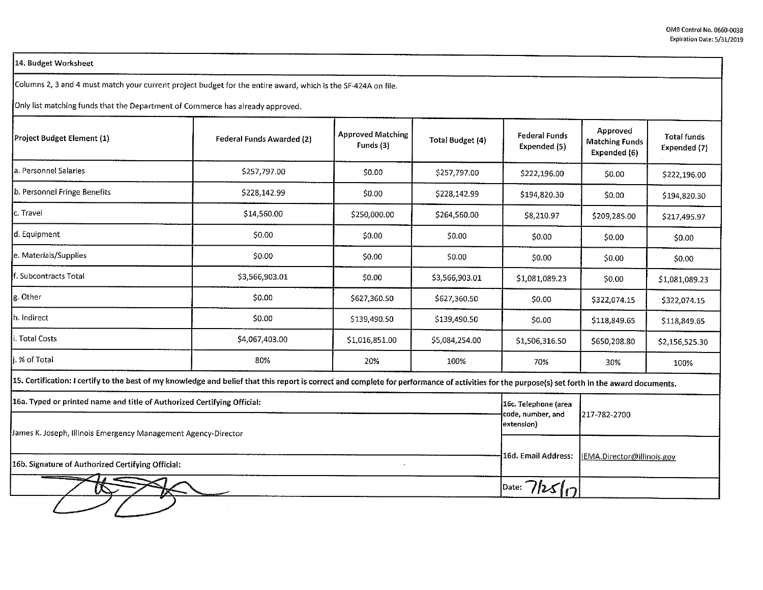OMB Control No. 0660-0038
Expiration Date: 5/31/2019

**14. Budget Worksheet**

Columns 2, 3 and 4 must match your current project budget for the entire award, which is the SF-424A on file.

Only list matching funds that the Department of Commerce has already approved.

| Project Budget Element (1) | Federal Funds Awarded (2) | Approved Matching Funds (3) | Total Budget (4) | Federal Funds Expended (5) | Approved Matching Funds Expended (6) | Total funds Expended (7) |
|---|---|---|---|---|---|---|
| a. Personnel Salaries | $257,797.00 | $0.00 | $257,797.00 | $222,196.00 | $0.00 | $222,196.00 |
| b. Personnel Fringe Benefits | $228,142.99 | $0.00 | $228,142.99 | $194,820.30 | $0.00 | $194,820.30 |
| c. Travel | $14,560.00 | $250,000.00 | $264,560.00 | $8,210.97 | $209,285.00 | $217,495.97 |
| d. Equipment | $0.00 | $0.00 | $0.00 | $0.00 | $0.00 | $0.00 |
| e. Materials/Supplies | $0.00 | $0.00 | $0.00 | $0.00 | $0.00 | $0.00 |
| f. Subcontracts Total | $3,566,903.01 | $0.00 | $3,566,903.01 | $1,081,089.23 | $0.00 | $1,081,089.23 |
| g. Other | $0.00 | $627,360.50 | $627,360.50 | $0.00 | $322,074.15 | $322,074.15 |
| h. Indirect | $0.00 | $139,490.50 | $139,490.50 | $0.00 | $118,849.65 | $118,849.65 |
| i. Total Costs | $4,067,403.00 | $1,016,851.00 | $5,084,254.00 | $1,506,316.50 | $650,208.80 | $2,156,525.30 |
| j. % of Total | 80% | 20% | 100% | 70% | 30% | 100% |

**15. Certification: I certify to the best of my knowledge and belief that this report is correct and complete for performance of activities for the purpose(s) set forth in the award documents.**

| | | |
|---|---|---|
| **16a. Typed or printed name and title of Authorized Certifying Official:** James K. Joseph, Illinois Emergency Management Agency-Director | **16c. Telephone (area code, number, and extension)** | 217-782-2700 |
| **16b. Signature of Authorized Certifying Official:** | **16d. Email Address:** | IEMA.Director@illinois.gov |
| | Date: 7/25/17 | |